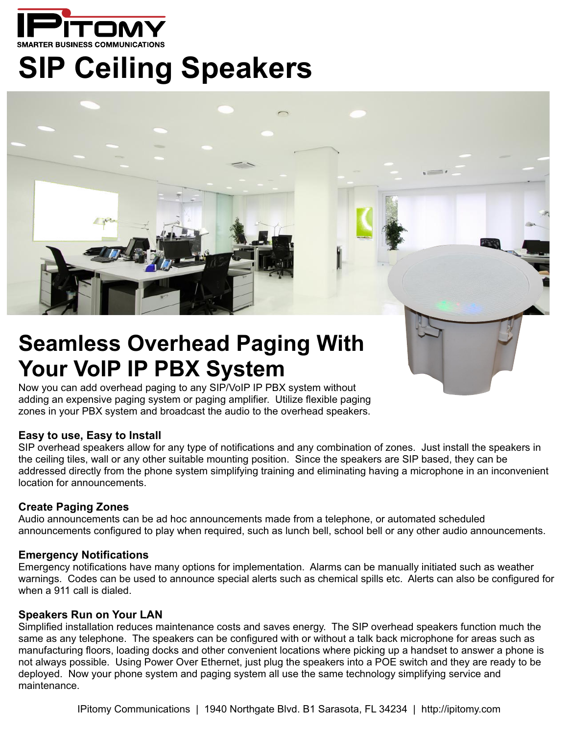IPitomy

SMARTER BUSINESS COMMUNICATIONS

# SIP Ceiling Speakers

## Seamless Overhead Paging With Your VoIP IP PBX System

Now you can add overhead paging to any SIP/VoIP IP PBX system without adding an expensive paging system or paging amplifier. Utilize flexible paging zones in your PBX system and broadcast the audio to the overhead speakers.

### Easy to use, Easy to Install

SIP overhead speakers allow for any type of notifications and any combination of zones. Just install the speakers in the ceiling tiles, wall or any other suitable mounting position. Since the speakers are SIP based, they can be addressed directly from the phone system simplifying training and eliminating having a microphone in an inconvenient location for announcements.

### Create Paging Zones

Audio announcements can be ad hoc announcements made from a telephone, or automated scheduled announcements configured to play when required, such as lunch bell, school bell or any other audio announcements.

### Emergency Notifications

Emergency notifications have many options for implementation. Alarms can be manually initiated such as weather warnings. Codes can be used to announce special alerts such as chemical spills etc. Alerts can also be configured for when a 911 call is dialed.

### Speakers Run on Your LAN

Simplified installation reduces maintenance costs and saves energy. The SIP overhead speakers function much the same as any telephone. The speakers can be configured with or without a talk back microphone for areas such as manufacturing floors, loading docks and other convenient locations where picking up a handset to answer a phone is not always possible. Using Power Over Ethernet, just plug the speakers into a POE switch and they are ready to be deployed. Now your phone system and paging system all use the same technology simplifying service and maintenance.

IPitomy Communications | 1940 Northgate Blvd. B1 Sarasota, FL 34234 | http://ipitomy.com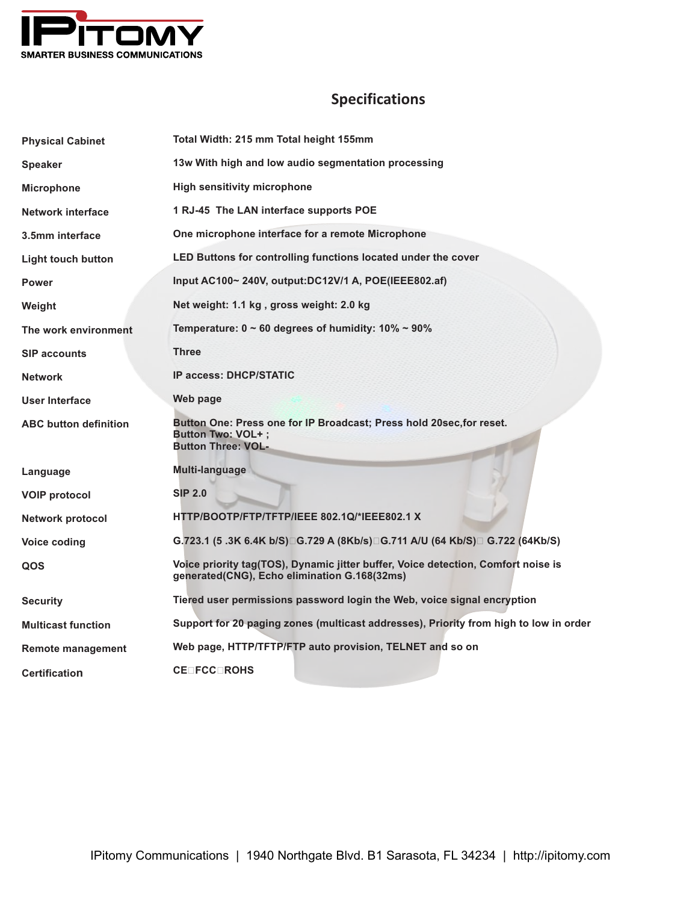## Specifications

| | |
|---|---|
| Physical Cabinet | Total Width: 215 mm Total height 155mm |
| Speaker | 13w With high and low audio segmentation processing |
| Microphone | High sensitivity microphone |
| Network interface | 1 RJ-45 The LAN interface supports POE |
| 3.5mm interface | One microphone interface for a remote Microphone |
| Light touch button | LED Buttons for controlling functions located under the cover |
| Power | Input AC100~ 240V, output:DC12V/1 A, POE(IEEE802.af) |
| Weight | Net weight: 1.1 kg , gross weight: 2.0 kg |
| The work environment | Temperature: 0 ~ 60 degrees of humidity: 10% ~ 90% |
| SIP accounts | Three |
| Network | IP access: DHCP/STATIC |
| User Interface | Web page |
| ABC button definition | Button One: Press one for IP Broadcast; Press hold 20sec,for reset.<br>Button Two: VOL+ ;<br>Button Three: VOL- |
| Language | Multi-language |
| VOIP protocol | SIP 2.0 |
| Network protocol | HTTP/BOOTP/FTP/TFTP/IEEE 802.1Q/*IEEE802.1 X |
| Voice coding | G.723.1 (5 .3K 6.4K b/S)□G.729 A (8Kb/s)□G.711 A/U (64 Kb/S)□ G.722 (64Kb/S) |
| QOS | Voice priority tag(TOS), Dynamic jitter buffer, Voice detection, Comfort noise is generated(CNG), Echo elimination G.168(32ms) |
| Security | Tiered user permissions password login the Web, voice signal encryption |
| Multicast function | Support for 20 paging zones (multicast addresses), Priority from high to low in order |
| Remote management | Web page, HTTP/TFTP/FTP auto provision, TELNET and so on |
| Certification | CE□FCC□ROHS |